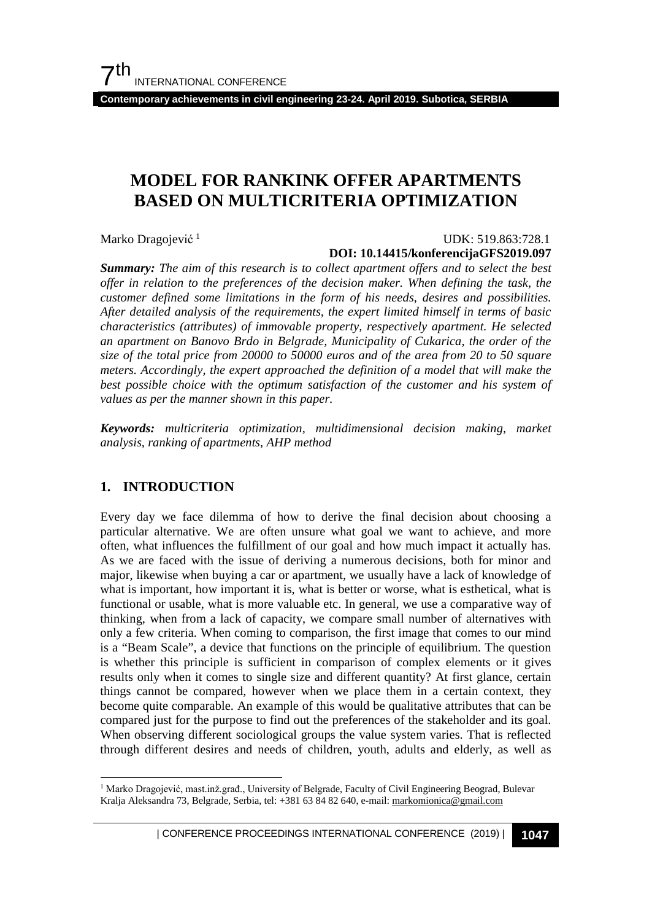# MODEL FOR RANKINK OFFER APARTMENTS BASED ON MULTICRITERIA OPTIMIZATION

Marko Dragojević [1]

UDK: 519.863:728.1

**DOI: 10.14415/konferencijaGFS2019.097**

***Summary:*** *The aim of this research is to collect apartment offers and to select the best offer in relation to the preferences of the decision maker. When defining the task, the customer defined some limitations in the form of his needs, desires and possibilities. After detailed analysis of the requirements, the expert limited himself in terms of basic characteristics (attributes) of immovable property, respectively apartment. He selected an apartment on Banovo Brdo in Belgrade, Municipality of Cukarica, the order of the size of the total price from 20000 to 50000 euros and of the area from 20 to 50 square meters. Accordingly, the expert approached the definition of a model that will make the best possible choice with the optimum satisfaction of the customer and his system of values as per the manner shown in this paper.*

***Keywords:*** *multicriteria optimization, multidimensional decision making, market analysis, ranking of apartments, AHP method*

## 1. INTRODUCTION

Every day we face dilemma of how to derive the final decision about choosing a particular alternative. We are often unsure what goal we want to achieve, and more often, what influences the fulfillment of our goal and how much impact it actually has. As we are faced with the issue of deriving a numerous decisions, both for minor and major, likewise when buying a car or apartment, we usually have a lack of knowledge of what is important, how important it is, what is better or worse, what is esthetical, what is functional or usable, what is more valuable etc. In general, we use a comparative way of thinking, when from a lack of capacity, we compare small number of alternatives with only a few criteria. When coming to comparison, the first image that comes to our mind is a "Beam Scale", a device that functions on the principle of equilibrium. The question is whether this principle is sufficient in comparison of complex elements or it gives results only when it comes to single size and different quantity? At first glance, certain things cannot be compared, however when we place them in a certain context, they become quite comparable. An example of this would be qualitative attributes that can be compared just for the purpose to find out the preferences of the stakeholder and its goal. When observing different sociological groups the value system varies. That is reflected through different desires and needs of children, youth, adults and elderly, as well as

[1] Marko Dragojević, mast.inž.građ., University of Belgrade, Faculty of Civil Engineering Beograd, Bulevar Kralja Aleksandra 73, Belgrade, Serbia, tel: +381 63 84 82 640, e-mail: markomionica@gmail.com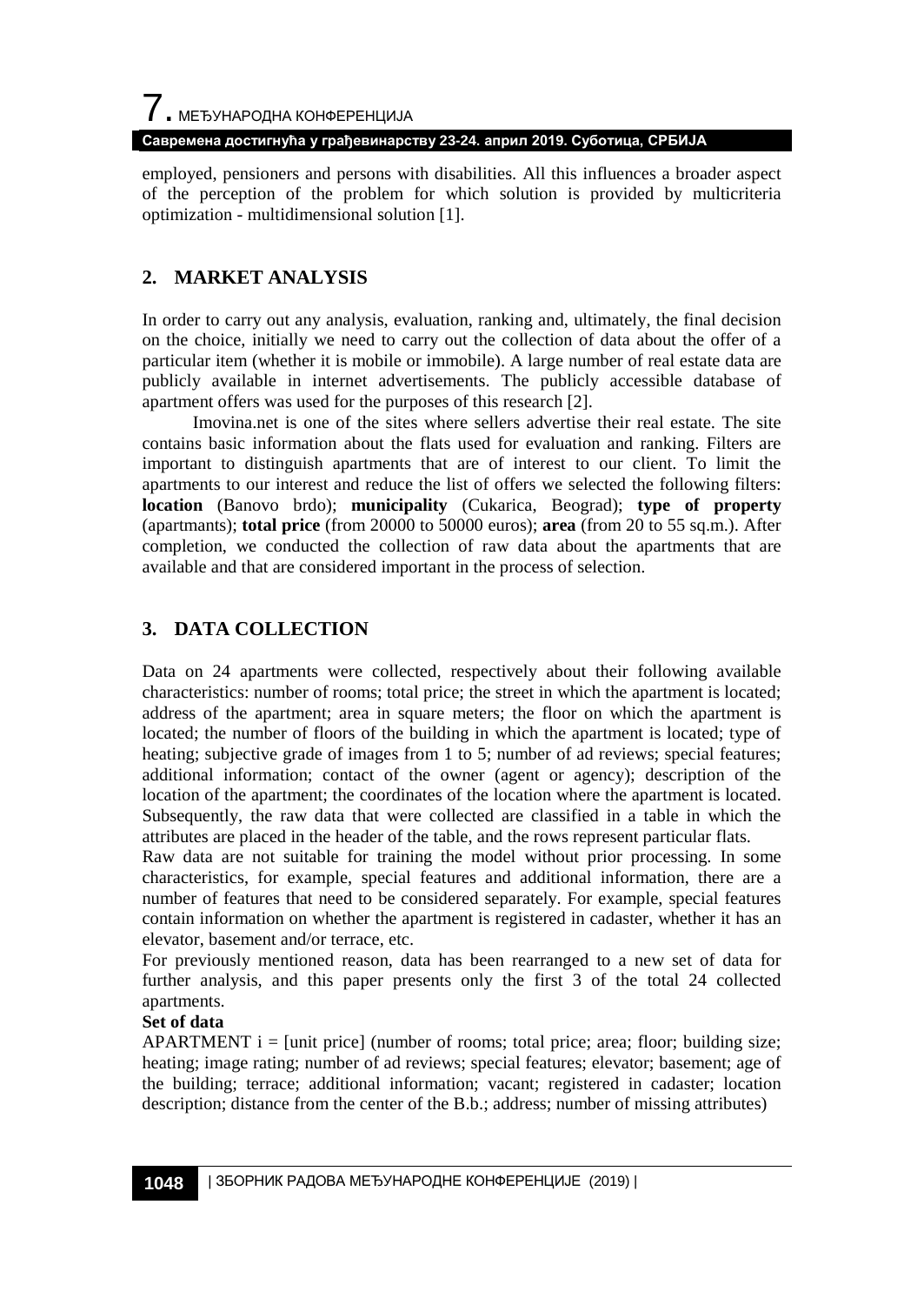employed, pensioners and persons with disabilities. All this influences a broader aspect of the perception of the problem for which solution is provided by multicriteria optimization - multidimensional solution [1].

## 2. MARKET ANALYSIS

In order to carry out any analysis, evaluation, ranking and, ultimately, the final decision on the choice, initially we need to carry out the collection of data about the offer of a particular item (whether it is mobile or immobile). A large number of real estate data are publicly available in internet advertisements. The publicly accessible database of apartment offers was used for the purposes of this research [2].

Imovina.net is one of the sites where sellers advertise their real estate. The site contains basic information about the flats used for evaluation and ranking. Filters are important to distinguish apartments that are of interest to our client. To limit the apartments to our interest and reduce the list of offers we selected the following filters: **location** (Banovo brdo); **municipality** (Cukarica, Beograd); **type of property** (apartmants); **total price** (from 20000 to 50000 euros); **area** (from 20 to 55 sq.m.). After completion, we conducted the collection of raw data about the apartments that are available and that are considered important in the process of selection.

## 3. DATA COLLECTION

Data on 24 apartments were collected, respectively about their following available characteristics: number of rooms; total price; the street in which the apartment is located; address of the apartment; area in square meters; the floor on which the apartment is located; the number of floors of the building in which the apartment is located; type of heating; subjective grade of images from 1 to 5; number of ad reviews; special features; additional information; contact of the owner (agent or agency); description of the location of the apartment; the coordinates of the location where the apartment is located. Subsequently, the raw data that were collected are classified in a table in which the attributes are placed in the header of the table, and the rows represent particular flats.

Raw data are not suitable for training the model without prior processing. In some characteristics, for example, special features and additional information, there are a number of features that need to be considered separately. For example, special features contain information on whether the apartment is registered in cadaster, whether it has an elevator, basement and/or terrace, etc.

For previously mentioned reason, data has been rearranged to a new set of data for further analysis, and this paper presents only the first 3 of the total 24 collected apartments.

**Set of data**

APARTMENT i = [unit price] (number of rooms; total price; area; floor; building size; heating; image rating; number of ad reviews; special features; elevator; basement; age of the building; terrace; additional information; vacant; registered in cadaster; location description; distance from the center of the B.b.; address; number of missing attributes)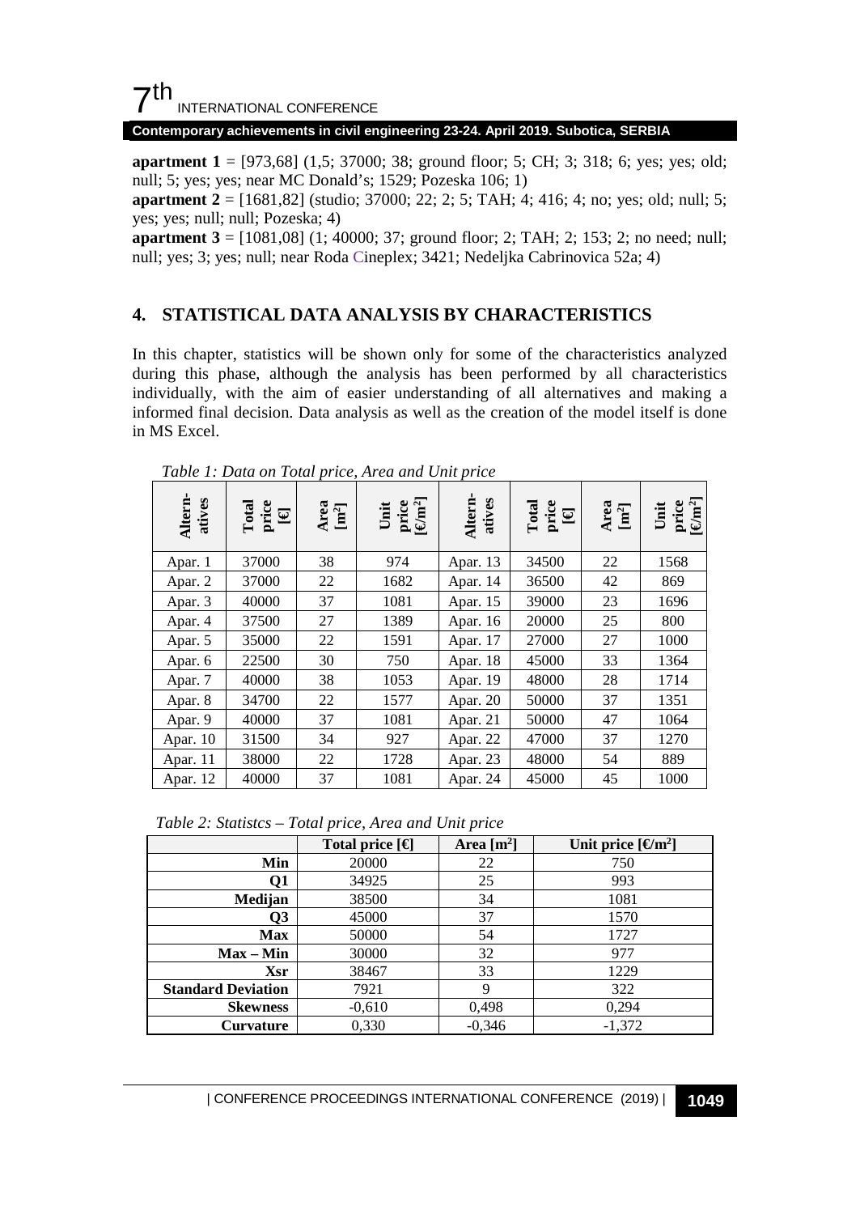**apartment 1** = [973,68] (1,5; 37000; 38; ground floor; 5; CH; 3; 318; 6; yes; yes; old; null; 5; yes; yes; near MC Donald's; 1529; Pozeska 106; 1)
**apartment 2** = [1681,82] (studio; 37000; 22; 2; 5; TAH; 4; 416; 4; no; yes; old; null; 5; yes; yes; null; null; Pozeska; 4)
**apartment 3** = [1081,08] (1; 40000; 37; ground floor; 2; TAH; 2; 153; 2; no need; null; null; yes; 3; yes; null; near Roda Cineplex; 3421; Nedeljka Cabrinovica 52a; 4)

## 4. STATISTICAL DATA ANALYSIS BY CHARACTERISTICS

In this chapter, statistics will be shown only for some of the characteristics analyzed during this phase, although the analysis has been performed by all characteristics individually, with the aim of easier understanding of all alternatives and making a informed final decision. Data analysis as well as the creation of the model itself is done in MS Excel.

*Table 1: Data on Total price, Area and Unit price*

| Altern-atives | Total price [€] | Area [m²] | Unit price [€/m²] | Altern-atives | Total price [€] | Area [m²] | Unit price [€/m²] |
|---|---|---|---|---|---|---|---|
| Apar. 1 | 37000 | 38 | 974 | Apar. 13 | 34500 | 22 | 1568 |
| Apar. 2 | 37000 | 22 | 1682 | Apar. 14 | 36500 | 42 | 869 |
| Apar. 3 | 40000 | 37 | 1081 | Apar. 15 | 39000 | 23 | 1696 |
| Apar. 4 | 37500 | 27 | 1389 | Apar. 16 | 20000 | 25 | 800 |
| Apar. 5 | 35000 | 22 | 1591 | Apar. 17 | 27000 | 27 | 1000 |
| Apar. 6 | 22500 | 30 | 750 | Apar. 18 | 45000 | 33 | 1364 |
| Apar. 7 | 40000 | 38 | 1053 | Apar. 19 | 48000 | 28 | 1714 |
| Apar. 8 | 34700 | 22 | 1577 | Apar. 20 | 50000 | 37 | 1351 |
| Apar. 9 | 40000 | 37 | 1081 | Apar. 21 | 50000 | 47 | 1064 |
| Apar. 10 | 31500 | 34 | 927 | Apar. 22 | 47000 | 37 | 1270 |
| Apar. 11 | 38000 | 22 | 1728 | Apar. 23 | 48000 | 54 | 889 |
| Apar. 12 | 40000 | 37 | 1081 | Apar. 24 | 45000 | 45 | 1000 |

*Table 2: Statistcs – Total price, Area and Unit price*

| | Total price [€] | Area [m²] | Unit price [€/m²] |
|---|---|---|---|
| **Min** | 20000 | 22 | 750 |
| **Q1** | 34925 | 25 | 993 |
| **Medijan** | 38500 | 34 | 1081 |
| **Q3** | 45000 | 37 | 1570 |
| **Max** | 50000 | 54 | 1727 |
| **Max – Min** | 30000 | 32 | 977 |
| **Xsr** | 38467 | 33 | 1229 |
| **Standard Deviation** | 7921 | 9 | 322 |
| **Skewness** | -0,610 | 0,498 | 0,294 |
| **Curvature** | 0,330 | -0,346 | -1,372 |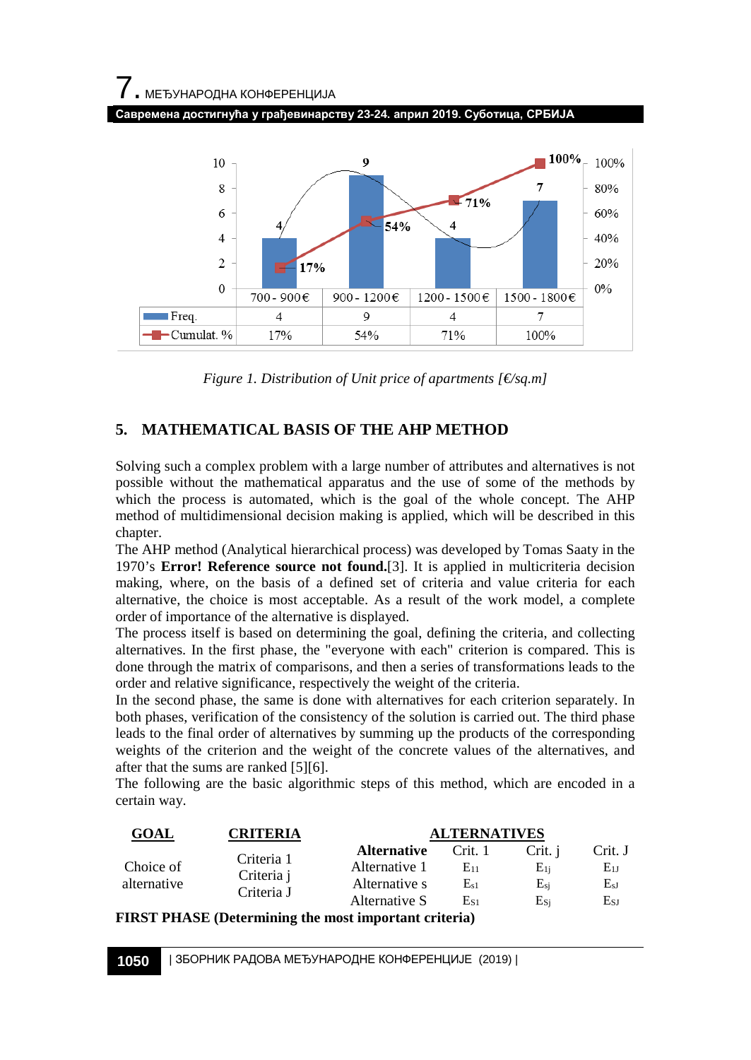| | 700 - 900€ | 900 - 1200€ | 1200 - 1500€ | 1500 - 1800€ |
|---|---|---|---|---|
| Freq. | 4 | 9 | 4 | 7 |
| Cumulat. % | 17% | 54% | 71% | 100% |

*Figure 1. Distribution of Unit price of apartments [€/sq.m]*

## 5. MATHEMATICAL BASIS OF THE AHP METHOD

Solving such a complex problem with a large number of attributes and alternatives is not possible without the mathematical apparatus and the use of some of the methods by which the process is automated, which is the goal of the whole concept. The AHP method of multidimensional decision making is applied, which will be described in this chapter.

The AHP method (Analytical hierarchical process) was developed by Tomas Saaty in the 1970's **Error! Reference source not found.**[3]. It is applied in multicriteria decision making, where, on the basis of a defined set of criteria and value criteria for each alternative, the choice is most acceptable. As a result of the work model, a complete order of importance of the alternative is displayed.

The process itself is based on determining the goal, defining the criteria, and collecting alternatives. In the first phase, the "everyone with each" criterion is compared. This is done through the matrix of comparisons, and then a series of transformations leads to the order and relative significance, respectively the weight of the criteria.

In the second phase, the same is done with alternatives for each criterion separately. In both phases, verification of the consistency of the solution is carried out. The third phase leads to the final order of alternatives by summing up the products of the corresponding weights of the criterion and the weight of the concrete values of the alternatives, and after that the sums are ranked [5][6].

The following are the basic algorithmic steps of this method, which are encoded in a certain way.

| GOAL | CRITERIA | ALTERNATIVES | | | |
|---|---|---|---|---|---|
| | | **Alternative** | Crit. 1 | Crit. j | Crit. J |
| Choice of alternative | Criteria 1 | Alternative 1 | $E_{11}$ | $E_{1j}$ | $E_{1J}$ |
| | Criteria j | Alternative s | $E_{s1}$ | $E_{sj}$ | $E_{sJ}$ |
| | Criteria J | Alternative S | $E_{S1}$ | $E_{Sj}$ | $E_{SJ}$ |

**FIRST PHASE (Determining the most important criteria)**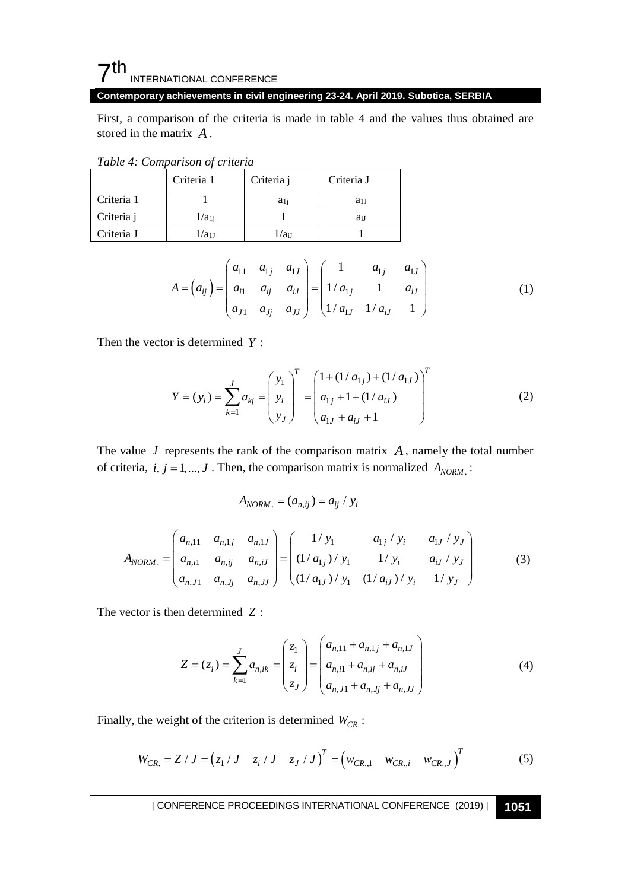First, a comparison of the criteria is made in table 4 and the values thus obtained are stored in the matrix $A$.

*Table 4: Comparison of criteria*

| | Criteria 1 | Criteria j | Criteria J |
|---|---|---|---|
| Criteria 1 | 1 | $a_{1j}$ | $a_{1J}$ |
| Criteria j | $1/a_{1j}$ | 1 | $a_{iJ}$ |
| Criteria J | $1/a_{1J}$ | $1/a_{iJ}$ | 1 |

$$A = \left(a_{ij}\right) = \begin{pmatrix} a_{11} & a_{1j} & a_{1J} \\ a_{i1} & a_{ij} & a_{iJ} \\ a_{J1} & a_{Jj} & a_{JJ} \end{pmatrix} = \begin{pmatrix} 1 & a_{1j} & a_{1J} \\ 1/a_{1j} & 1 & a_{iJ} \\ 1/a_{1J} & 1/a_{iJ} & 1 \end{pmatrix} \tag{1}$$

Then the vector is determined $Y$ :

$$Y = (y_i) = \sum_{k=1}^{J} a_{kj} = \begin{pmatrix} y_1 \\ y_i \\ y_J \end{pmatrix}^T = \begin{pmatrix} 1 + (1/a_{1j}) + (1/a_{1J}) \\ a_{1j} + 1 + (1/a_{iJ}) \\ a_{1J} + a_{iJ} + 1 \end{pmatrix}^T \tag{2}$$

The value $J$ represents the rank of the comparison matrix $A$, namely the total number of criteria, $i, j = 1, ..., J$. Then, the comparison matrix is normalized $A_{NORM.}$ :

$$A_{NORM.} = (a_{n,ij}) = a_{ij} / y_i$$

$$A_{NORM.} = \begin{pmatrix} a_{n,11} & a_{n,1j} & a_{n,1J} \\ a_{n,i1} & a_{n,ij} & a_{n,iJ} \\ a_{n,J1} & a_{n,Jj} & a_{n,JJ} \end{pmatrix} = \begin{pmatrix} 1/y_1 & a_{1j}/y_i & a_{1J}/y_J \\ (1/a_{1j})/y_1 & 1/y_i & a_{iJ}/y_J \\ (1/a_{1J})/y_1 & (1/a_{iJ})/y_i & 1/y_J \end{pmatrix} \tag{3}$$

The vector is then determined $Z$ :

$$Z = (z_i) = \sum_{k=1}^{J} a_{n,ik} = \begin{pmatrix} z_1 \\ z_i \\ z_J \end{pmatrix} = \begin{pmatrix} a_{n,11} + a_{n,1j} + a_{n,1J} \\ a_{n,i1} + a_{n,ij} + a_{n,iJ} \\ a_{n,J1} + a_{n,Jj} + a_{n,JJ} \end{pmatrix} \tag{4}$$

Finally, the weight of the criterion is determined $W_{CR.}$ :

$$W_{CR.} = Z / J = \left(z_1 / J \quad z_i / J \quad z_J / J\right)^T = \left(w_{CR.,1} \quad w_{CR.,i} \quad w_{CR.,J}\right)^T \tag{5}$$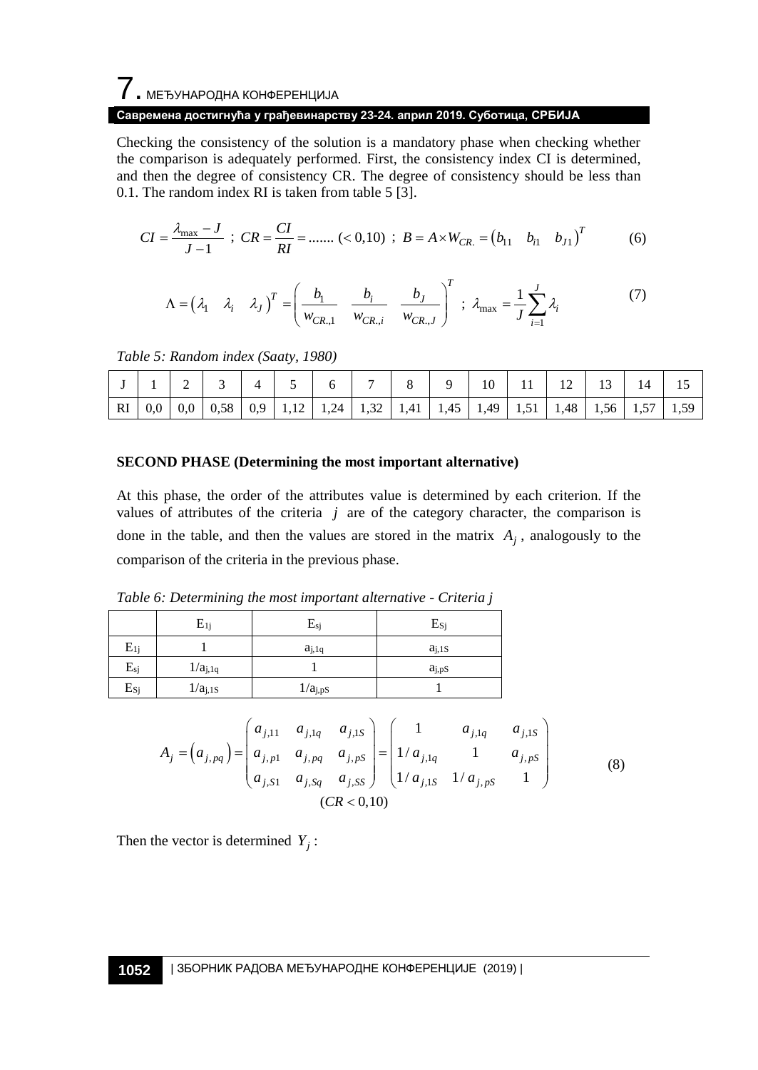Checking the consistency of the solution is a mandatory phase when checking whether the comparison is adequately performed. First, the consistency index CI is determined, and then the degree of consistency CR. The degree of consistency should be less than 0.1. The random index RI is taken from table 5 [3].

$$CI = \frac{\lambda_{\max} - J}{J-1} \;;\; CR = \frac{CI}{RI} = ....... \;(<0{,}10) \;;\; B = A \times W_{CR.} = \begin{pmatrix} b_{11} & b_{i1} & b_{J1} \end{pmatrix}^T \tag{6}$$

$$\Lambda = \begin{pmatrix} \lambda_1 & \lambda_i & \lambda_J \end{pmatrix}^T = \begin{pmatrix} \dfrac{b_1}{w_{CR.,1}} & \dfrac{b_i}{w_{CR.,i}} & \dfrac{b_J}{w_{CR.,J}} \end{pmatrix}^T \;;\; \lambda_{\max} = \frac{1}{J}\sum_{i=1}^{J} \lambda_i \tag{7}$$

*Table 5: Random index (Saaty, 1980)*

| J | 1 | 2 | 3 | 4 | 5 | 6 | 7 | 8 | 9 | 10 | 11 | 12 | 13 | 14 | 15 |
|---|---|---|---|---|---|---|---|---|---|---|---|---|---|---|---|
| RI | 0,0 | 0,0 | 0,58 | 0,9 | 1,12 | 1,24 | 1,32 | 1,41 | 1,45 | 1,49 | 1,51 | 1,48 | 1,56 | 1,57 | 1,59 |

**SECOND PHASE (Determining the most important alternative)**

At this phase, the order of the attributes value is determined by each criterion. If the values of attributes of the criteria $j$ are of the category character, the comparison is done in the table, and then the values are stored in the matrix $A_j$, analogously to the comparison of the criteria in the previous phase.

*Table 6: Determining the most important alternative - Criteria j*

| | $E_{1j}$ | $E_{sj}$ | $E_{Sj}$ |
|---|---|---|---|
| $E_{1j}$ | 1 | $a_{j,1q}$ | $a_{j,1S}$ |
| $E_{sj}$ | $1/a_{j,1q}$ | 1 | $a_{j,pS}$ |
| $E_{Sj}$ | $1/a_{j,1S}$ | $1/a_{j,pS}$ | 1 |

$$A_j = \left(a_{j,pq}\right) = \begin{pmatrix} a_{j,11} & a_{j,1q} & a_{j,1S} \\ a_{j,p1} & a_{j,pq} & a_{j,pS} \\ a_{j,S1} & a_{j,Sq} & a_{j,SS} \end{pmatrix} = \begin{pmatrix} 1 & a_{j,1q} & a_{j,1S} \\ 1/a_{j,1q} & 1 & a_{j,pS} \\ 1/a_{j,1S} & 1/a_{j,pS} & 1 \end{pmatrix} \tag{8}$$
$$(CR < 0{,}10)$$

Then the vector is determined $Y_j$: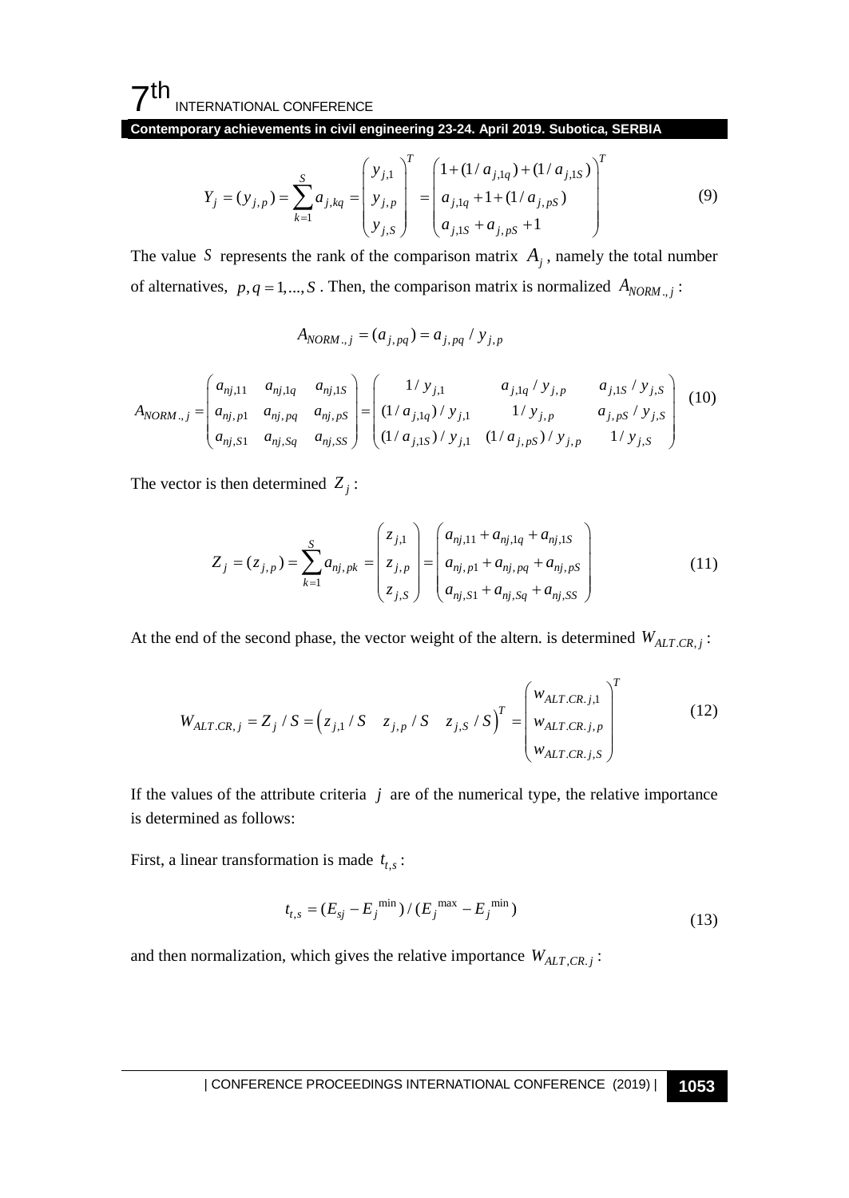$$Y_j = (y_{j,p}) = \sum_{k=1}^{S} a_{j,kq} = \begin{pmatrix} y_{j,1} \\ y_{j,p} \\ y_{j,S} \end{pmatrix}^T = \begin{pmatrix} 1 + (1/a_{j,1q}) + (1/a_{j,1S}) \\ a_{j,1q} + 1 + (1/a_{j,pS}) \\ a_{j,1S} + a_{j,pS} + 1 \end{pmatrix}^T \tag{9}$$

The value $S$ represents the rank of the comparison matrix $A_j$, namely the total number of alternatives, $p, q = 1, ..., S$. Then, the comparison matrix is normalized $A_{NORM.,j}$:

$$A_{NORM.,j} = (a_{j,pq}) = a_{j,pq} / y_{j,p}$$

$$A_{NORM.,j} = \begin{pmatrix} a_{nj,11} & a_{nj,1q} & a_{nj,1S} \\ a_{nj,p1} & a_{nj,pq} & a_{nj,pS} \\ a_{nj,S1} & a_{nj,Sq} & a_{nj,SS} \end{pmatrix} = \begin{pmatrix} 1/y_{j,1} & a_{j,1q}/y_{j,p} & a_{j,1S}/y_{j,S} \\ (1/a_{j,1q})/y_{j,1} & 1/y_{j,p} & a_{j,pS}/y_{j,S} \\ (1/a_{j,1S})/y_{j,1} & (1/a_{j,pS})/y_{j,p} & 1/y_{j,S} \end{pmatrix} \tag{10}$$

The vector is then determined $Z_j$:

$$Z_j = (z_{j,p}) = \sum_{k=1}^{S} a_{nj,pk} = \begin{pmatrix} z_{j,1} \\ z_{j,p} \\ z_{j,S} \end{pmatrix} = \begin{pmatrix} a_{nj,11} + a_{nj,1q} + a_{nj,1S} \\ a_{nj,p1} + a_{nj,pq} + a_{nj,pS} \\ a_{nj,S1} + a_{nj,Sq} + a_{nj,SS} \end{pmatrix} \tag{11}$$

At the end of the second phase, the vector weight of the altern. is determined $W_{ALT.CR,j}$:

$$W_{ALT.CR,j} = Z_j / S = \begin{pmatrix} z_{j,1}/S & z_{j,p}/S & z_{j,S}/S \end{pmatrix}^T = \begin{pmatrix} w_{ALT.CR.j,1} \\ w_{ALT.CR.j,p} \\ w_{ALT.CR.j,S} \end{pmatrix}^T \tag{12}$$

If the values of the attribute criteria $j$ are of the numerical type, the relative importance is determined as follows:

First, a linear transformation is made $t_{t,s}$:

$$t_{t,s} = (E_{sj} - E_j^{\min}) / (E_j^{\max} - E_j^{\min}) \tag{13}$$

and then normalization, which gives the relative importance $W_{ALT,CR.j}$: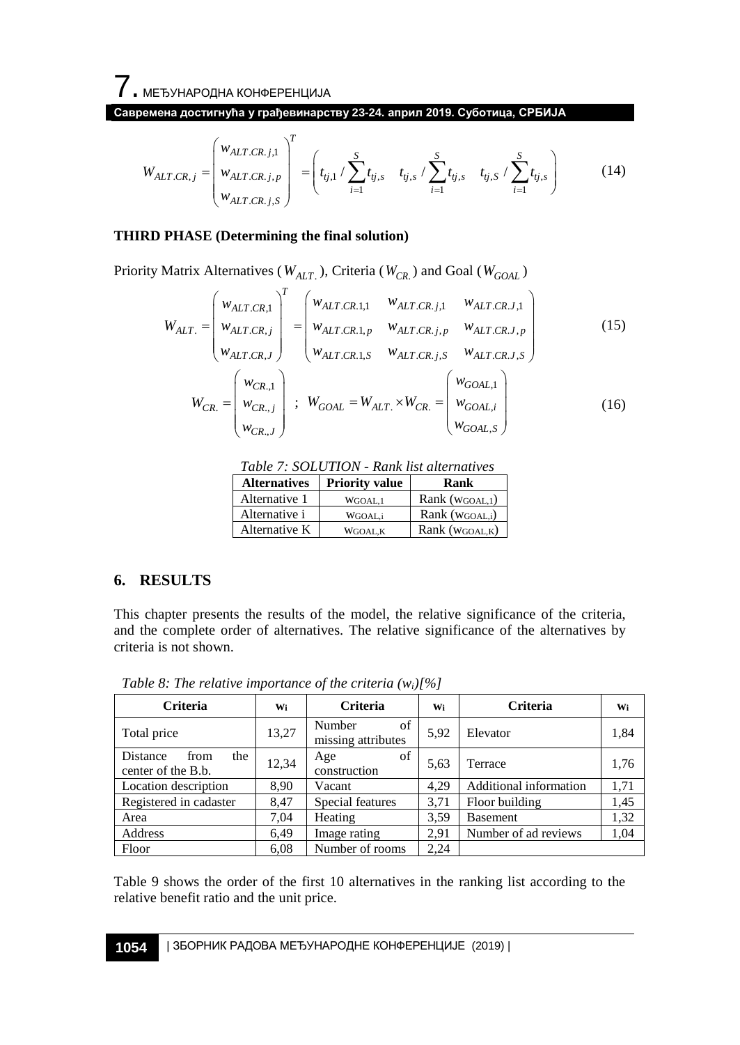$$W_{ALT.CR,j} = \begin{pmatrix} w_{ALT.CR.j,1} \\ w_{ALT.CR.j,p} \\ w_{ALT.CR.j,S} \end{pmatrix}^T = \begin{pmatrix} t_{tj,1} / \sum_{i=1}^{S} t_{tj,s} & t_{tj,s} / \sum_{i=1}^{S} t_{tj,s} & t_{tj,S} / \sum_{i=1}^{S} t_{tj,s} \end{pmatrix} \quad (14)$$

**THIRD PHASE (Determining the final solution)**

Priority Matrix Alternatives ($W_{ALT.}$), Criteria ($W_{CR.}$) and Goal ($W_{GOAL}$)

$$W_{ALT.} = \begin{pmatrix} w_{ALT.CR,1} \\ w_{ALT.CR,j} \\ w_{ALT.CR,J} \end{pmatrix}^T = \begin{pmatrix} w_{ALT.CR.1,1} & w_{ALT.CR.j,1} & w_{ALT.CR.J,1} \\ w_{ALT.CR.1,p} & w_{ALT.CR.j,p} & w_{ALT.CR.J,p} \\ w_{ALT.CR.1,S} & w_{ALT.CR.j,S} & w_{ALT.CR.J,S} \end{pmatrix} \quad (15)$$

$$W_{CR.} = \begin{pmatrix} w_{CR.,1} \\ w_{CR.,j} \\ w_{CR.,J} \end{pmatrix} \; ; \; W_{GOAL} = W_{ALT.} \times W_{CR.} = \begin{pmatrix} w_{GOAL,1} \\ w_{GOAL,i} \\ w_{GOAL,S} \end{pmatrix} \quad (16)$$

*Table 7: SOLUTION - Rank list alternatives*

| Alternatives | Priority value | Rank |
|---|---|---|
| Alternative 1 | $w_{GOAL,1}$ | Rank ($w_{GOAL,1}$) |
| Alternative i | $w_{GOAL,i}$ | Rank ($w_{GOAL,i}$) |
| Alternative K | $w_{GOAL,K}$ | Rank ($w_{GOAL,K}$) |

## 6. RESULTS

This chapter presents the results of the model, the relative significance of the criteria, and the complete order of alternatives. The relative significance of the alternatives by criteria is not shown.

*Table 8: The relative importance of the criteria ($w_i$)[%]*

| Criteria | $w_i$ | Criteria | $w_i$ | Criteria | $w_i$ |
|---|---|---|---|---|---|
| Total price | 13,27 | Number of missing attributes | 5,92 | Elevator | 1,84 |
| Distance from the center of the B.b. | 12,34 | Age of construction | 5,63 | Terrace | 1,76 |
| Location description | 8,90 | Vacant | 4,29 | Additional information | 1,71 |
| Registered in cadaster | 8,47 | Special features | 3,71 | Floor building | 1,45 |
| Area | 7,04 | Heating | 3,59 | Basement | 1,32 |
| Address | 6,49 | Image rating | 2,91 | Number of ad reviews | 1,04 |
| Floor | 6,08 | Number of rooms | 2,24 | | |

Table 9 shows the order of the first 10 alternatives in the ranking list according to the relative benefit ratio and the unit price.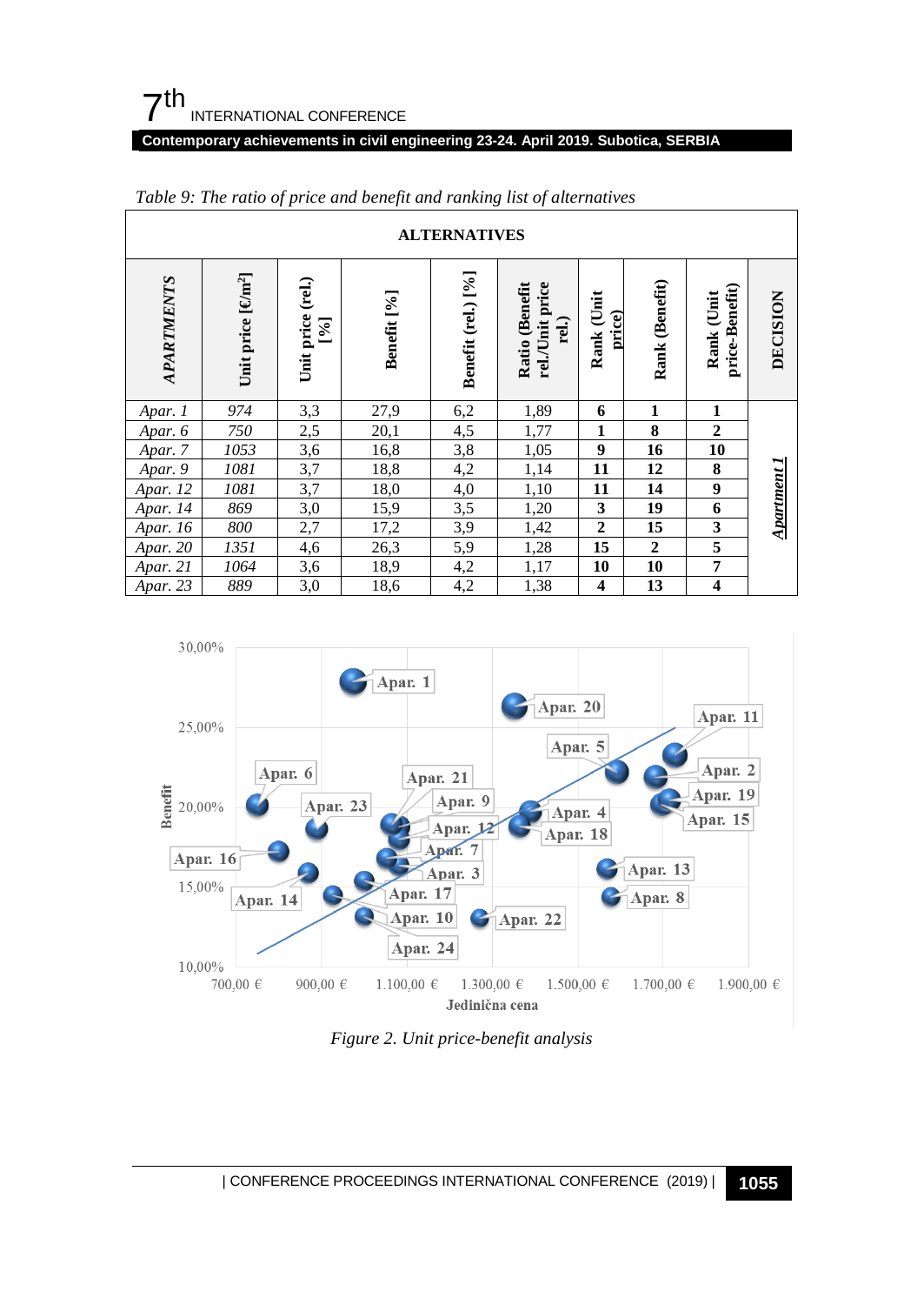*Table 9: The ratio of price and benefit and ranking list of alternatives*

| ALTERNATIVES | | | | | | | | | |
|---|---|---|---|---|---|---|---|---|---|
| **APARTMENTS** | **Unit price [€/m²]** | **Unit price (rel.) [%]** | **Benefit [%]** | **Benefit (rel.) [%]** | **Ratio (Benefit rel./Unit price rel.)** | **Rank (Unit price)** | **Rank (Benefit)** | **Rank (Unit price-Benefit)** | **DECISION** |
| *Apar. 1* | *974* | 3,3 | 27,9 | 6,2 | 1,89 | **6** | **1** | **1** | ***Apartment 1*** |
| *Apar. 6* | *750* | 2,5 | 20,1 | 4,5 | 1,77 | **1** | **8** | **2** | |
| *Apar. 7* | *1053* | 3,6 | 16,8 | 3,8 | 1,05 | **9** | **16** | **10** | |
| *Apar. 9* | *1081* | 3,7 | 18,8 | 4,2 | 1,14 | **11** | **12** | **8** | |
| *Apar. 12* | *1081* | 3,7 | 18,0 | 4,0 | 1,10 | **11** | **14** | **9** | |
| *Apar. 14* | *869* | 3,0 | 15,9 | 3,5 | 1,20 | **3** | **19** | **6** | |
| *Apar. 16* | *800* | 2,7 | 17,2 | 3,9 | 1,42 | **2** | **15** | **3** | |
| *Apar. 20* | *1351* | 4,6 | 26,3 | 5,9 | 1,28 | **15** | **2** | **5** | |
| *Apar. 21* | *1064* | 3,6 | 18,9 | 4,2 | 1,17 | **10** | **10** | **7** | |
| *Apar. 23* | *889* | 3,0 | 18,6 | 4,2 | 1,38 | **4** | **13** | **4** | |

*Figure 2. Unit price-benefit analysis*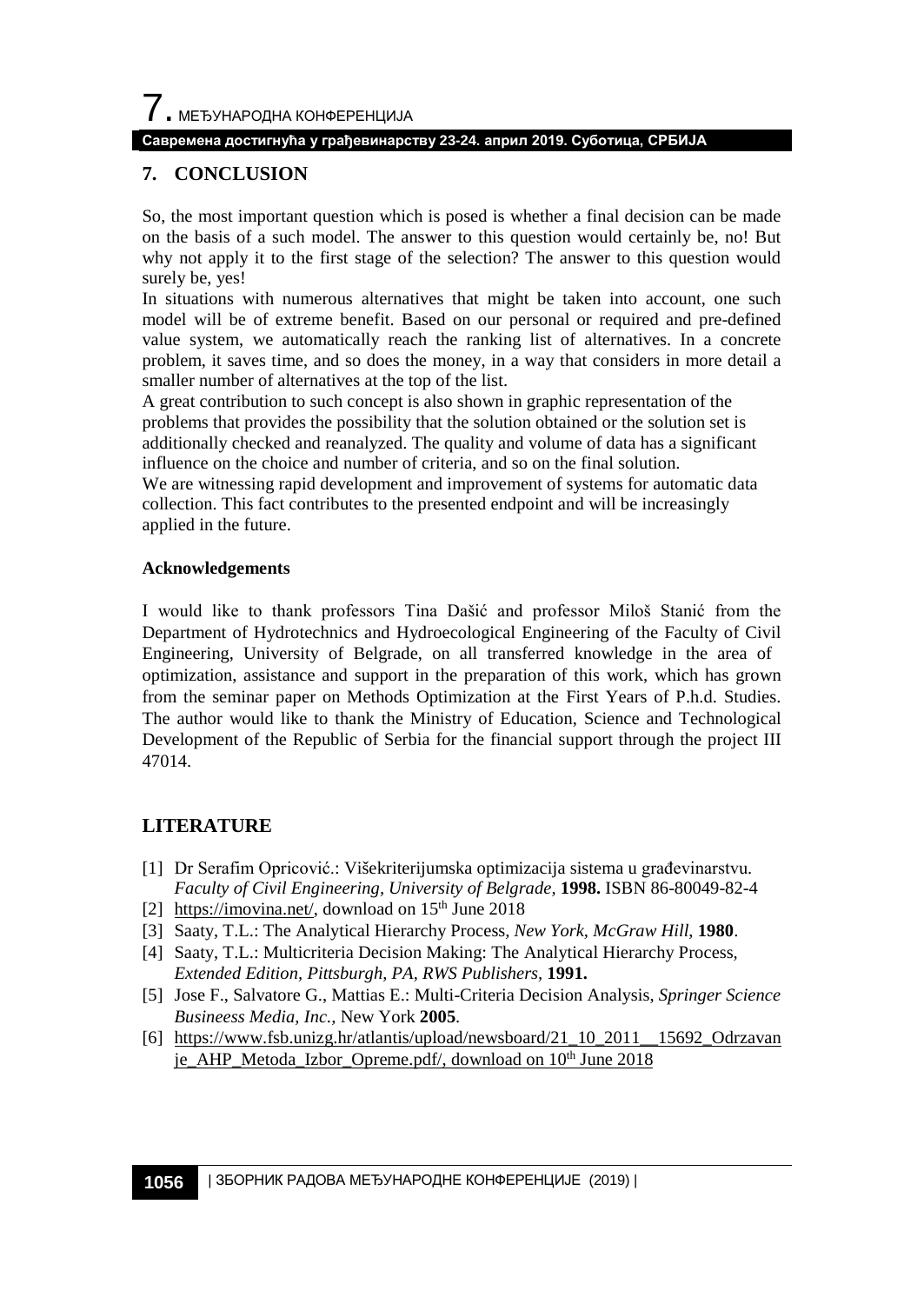## 7. CONCLUSION

So, the most important question which is posed is whether a final decision can be made on the basis of a such model. The answer to this question would certainly be, no! But why not apply it to the first stage of the selection? The answer to this question would surely be, yes!

In situations with numerous alternatives that might be taken into account, one such model will be of extreme benefit. Based on our personal or required and pre-defined value system, we automatically reach the ranking list of alternatives. In a concrete problem, it saves time, and so does the money, in a way that considers in more detail a smaller number of alternatives at the top of the list.

A great contribution to such concept is also shown in graphic representation of the problems that provides the possibility that the solution obtained or the solution set is additionally checked and reanalyzed. The quality and volume of data has a significant influence on the choice and number of criteria, and so on the final solution.

We are witnessing rapid development and improvement of systems for automatic data collection. This fact contributes to the presented endpoint and will be increasingly applied in the future.

#### Acknowledgements

I would like to thank professors Tina Dašić and professor Miloš Stanić from the Department of Hydrotechnics and Hydroecological Engineering of the Faculty of Civil Engineering, University of Belgrade, on all transferred knowledge in the area of optimization, assistance and support in the preparation of this work, which has grown from the seminar paper on Methods Optimization at the First Years of P.h.d. Studies. The author would like to thank the Ministry of Education, Science and Technological Development of the Republic of Serbia for the financial support through the project III 47014.

## LITERATURE

[1] Dr Serafim Opricović.: Višekriterijumska optimizacija sistema u građevinarstvu. *Faculty of Civil Engineering, University of Belgrade,* **1998.** ISBN 86-80049-82-4

[2] https://imovina.net/, download on 15th June 2018

[3] Saaty, T.L.: The Analytical Hierarchy Process, *New York, McGraw Hill*, **1980**.

[4] Saaty, T.L.: Multicriteria Decision Making: The Analytical Hierarchy Process, *Extended Edition, Pittsburgh, PA, RWS Publishers,* **1991.**

[5] Jose F., Salvatore G., Mattias E.: Multi-Criteria Decision Analysis, *Springer Science Busineess Media, Inc.,* New York **2005**.

[6] https://www.fsb.unizg.hr/atlantis/upload/newsboard/21_10_2011__15692_Odrzavanje_AHP_Metoda_Izbor_Opreme.pdf/, download on 10th June 2018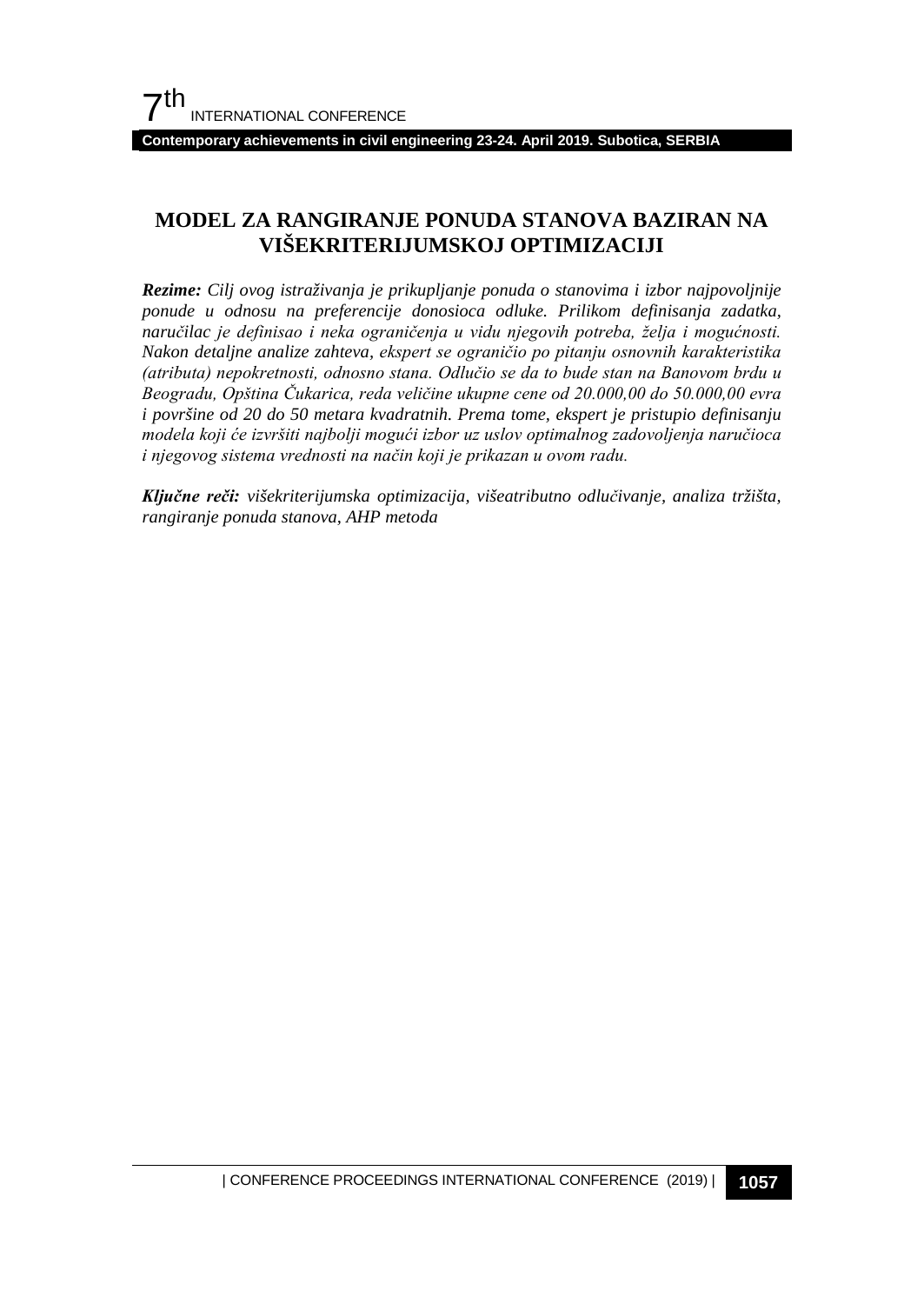# MODEL ZA RANGIRANJE PONUDA STANOVA BAZIRAN NA VIŠEKRITERIJUMSKOJ OPTIMIZACIJI

***Rezime:*** *Cilj ovog istraživanja je prikupljanje ponuda o stanovima i izbor najpovoljnije ponude u odnosu na preferencije donosioca odluke. Prilikom definisanja zadatka, naručilac je definisao i neka ograničenja u vidu njegovih potreba, želja i mogućnosti. Nakon detaljne analize zahteva, ekspert se ograničio po pitanju osnovnih karakteristika (atributa) nepokretnosti, odnosno stana. Odlučio se da to bude stan na Banovom brdu u Beogradu, Opština Čukarica, reda veličine ukupne cene od 20.000,00 do 50.000,00 evra i površine od 20 do 50 metara kvadratnih. Prema tome, ekspert je pristupio definisanju modela koji će izvršiti najbolji mogući izbor uz uslov optimalnog zadovoljenja naručioca i njegovog sistema vrednosti na način koji je prikazan u ovom radu.*

***Ključne reči:*** *višekriterijumska optimizacija, višeatributno odlučivanje, analiza tržišta, rangiranje ponuda stanova, AHP metoda*